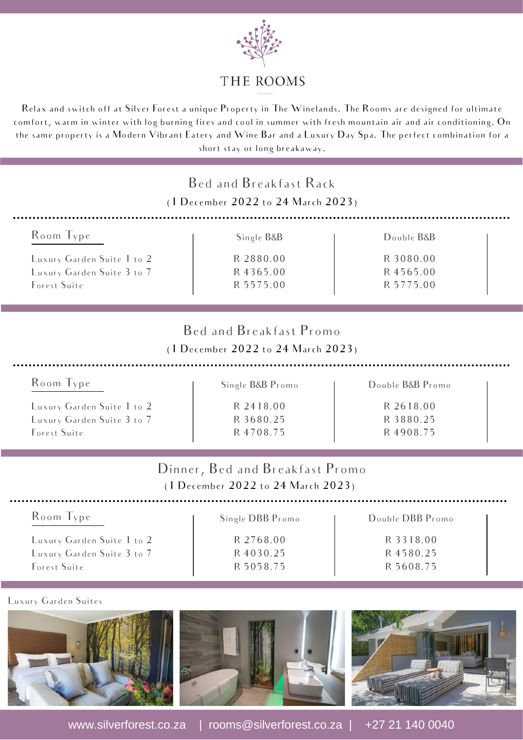# THE ROOMS

Relax and switch off at Silver Forest a unique Property in The Winelands. The Rooms are designed for ultimate comfort, warm in winter with log burning fires and cool in summer with fresh mountain air and air conditioning. On the same property is a Modern Vibrant Eatery and Wine Bar and a Luxury Day Spa. The perfect combination for a short stay or long breakaway.

## Bed and Breakfast Rack

(1 December 2022 to 24 March 2023)

| Room Type | Single B&B | Double B&B |
|---|---|---|
| Luxury Garden Suite 1 to 2 | R 2880.00 | R 3080.00 |
| Luxury Garden Suite 3 to 7 | R 4365.00 | R 4565.00 |
| Forest Suite | R 5575.00 | R 5775.00 |

## Bed and Breakfast Promo

(1 December 2022 to 24 March 2023)

| Room Type | Single B&B Promo | Double B&B Promo |
|---|---|---|
| Luxury Garden Suite 1 to 2 | R 2418.00 | R 2618.00 |
| Luxury Garden Suite 3 to 7 | R 3680.25 | R 3880.25 |
| Forest Suite | R 4708.75 | R 4908.75 |

## Dinner, Bed and Breakfast Promo

(1 December 2022 to 24 March 2023)

| Room Type | Single DBB Promo | Double DBB Promo |
|---|---|---|
| Luxury Garden Suite 1 to 2 | R 2768.00 | R 3318.00 |
| Luxury Garden Suite 3 to 7 | R 4030.25 | R 4580.25 |
| Forest Suite | R 5058.75 | R 5608.75 |

Luxury Garden Suites

www.silverforest.co.za | rooms@silverforest.co.za | +27 21 140 0040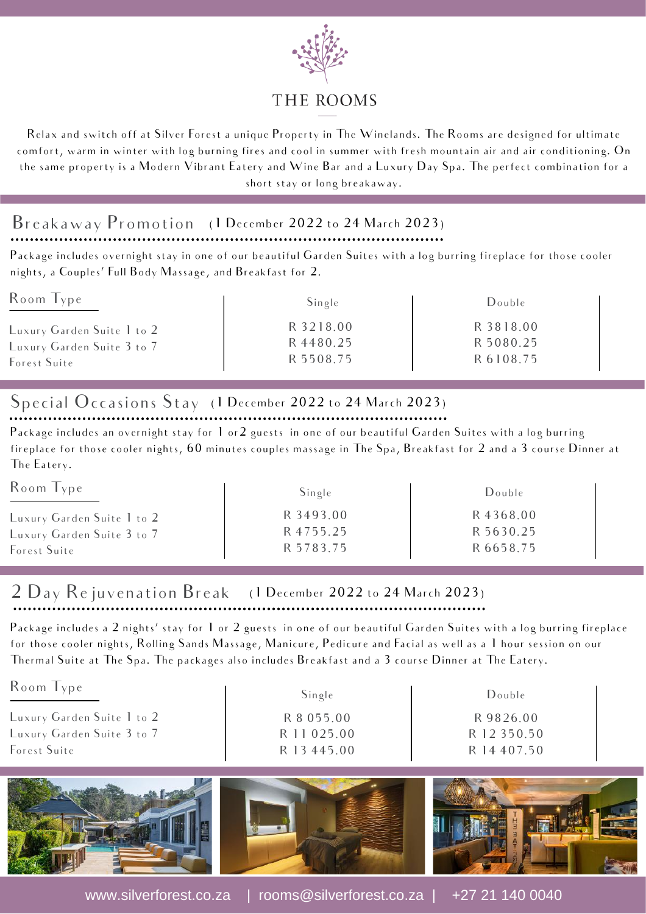# THE ROOMS

Relax and switch off at Silver Forest a unique Property in The Winelands. The Rooms are designed for ultimate comfort, warm in winter with log burning fires and cool in summer with fresh mountain air and air conditioning. On the same property is a Modern Vibrant Eatery and Wine Bar and a Luxury Day Spa. The perfect combination for a short stay or long breakaway.

## Breakaway Promotion (1 December 2022 to 24 March 2023)

Package includes overnight stay in one of our beautiful Garden Suites with a log burring fireplace for those cooler nights, a Couples' Full Body Massage, and Breakfast for 2.

| Room Type | Single | Double |
|---|---|---|
| Luxury Garden Suite 1 to 2 | R 3218.00 | R 3818.00 |
| Luxury Garden Suite 3 to 7 | R 4480.25 | R 5080.25 |
| Forest Suite | R 5508.75 | R 6108.75 |

## Special Occasions Stay (1 December 2022 to 24 March 2023)

Package includes an overnight stay for 1 or2 guests in one of our beautiful Garden Suites with a log burring fireplace for those cooler nights, 60 minutes couples massage in The Spa, Breakfast for 2 and a 3 course Dinner at The Eatery.

| Room Type | Single | Double |
|---|---|---|
| Luxury Garden Suite 1 to 2 | R 3493.00 | R 4368.00 |
| Luxury Garden Suite 3 to 7 | R 4755.25 | R 5630.25 |
| Forest Suite | R 5783.75 | R 6658.75 |

## 2 Day Rejuvenation Break (1 December 2022 to 24 March 2023)

Package includes a 2 nights' stay for 1 or 2 guests in one of our beautiful Garden Suites with a log burring fireplace for those cooler nights, Rolling Sands Massage, Manicure, Pedicure and Facial as well as a 1 hour session on our Thermal Suite at The Spa. The packages also includes Breakfast and a 3 course Dinner at The Eatery.

| Room Type | Single | Double |
|---|---|---|
| Luxury Garden Suite 1 to 2 | R 8 055.00 | R 9826.00 |
| Luxury Garden Suite 3 to 7 | R 11 025.00 | R 12 350.50 |
| Forest Suite | R 13 445.00 | R 14 407.50 |

www.silverforest.co.za | rooms@silverforest.co.za | +27 21 140 0040